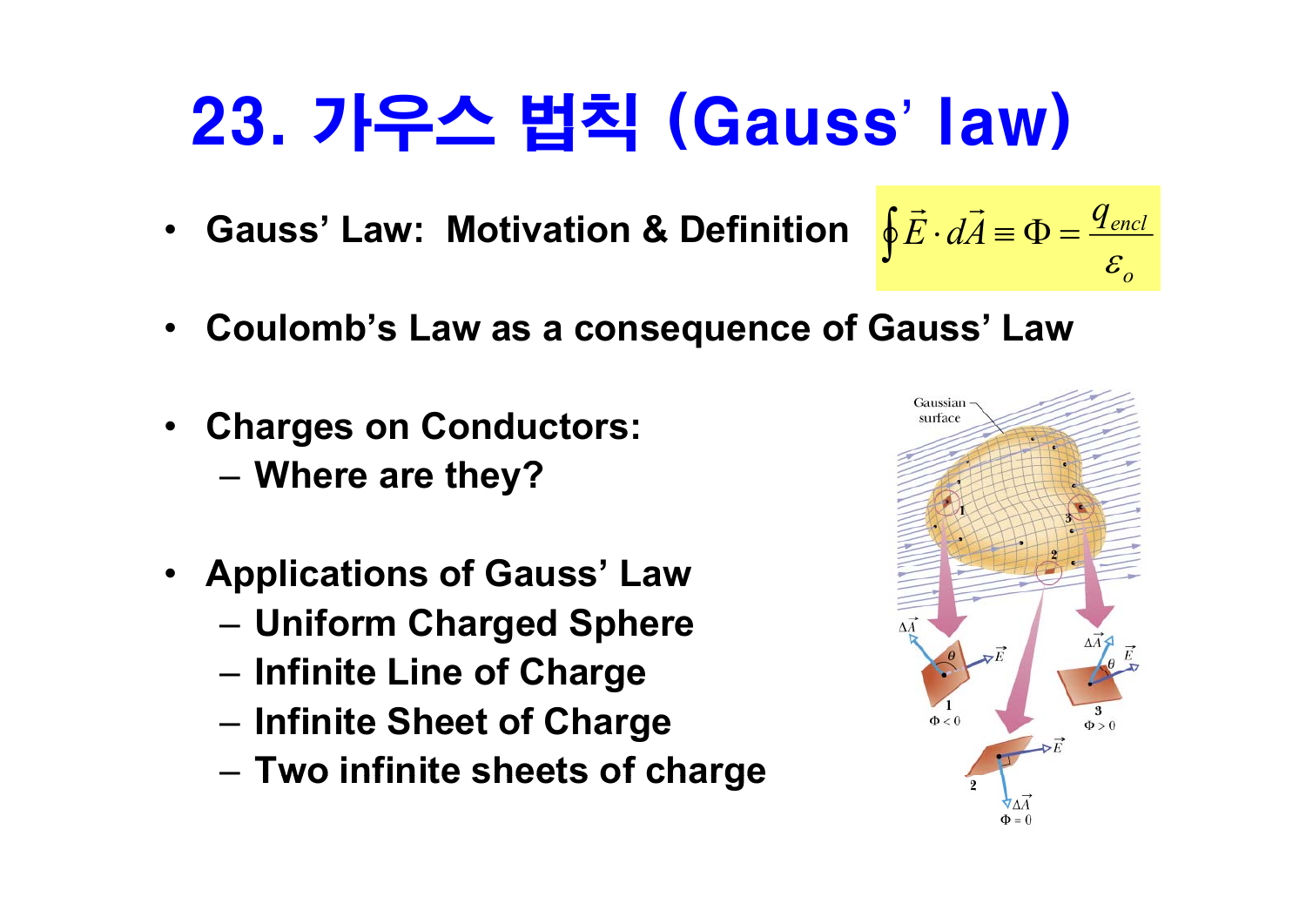# 23. 가우스 법칙 (Gauss' law)

- **Gauss' Law: Motivation & Definition** $\oint \vec{E} \cdot d\vec{A} \equiv \Phi = \frac{q_{encl}}{\varepsilon_o}$

- **Coulomb's Law as a consequence of Gauss' Law**

- **Charges on Conductors:**
  - **Where are they?**

- **Applications of Gauss' Law**
  - **Uniform Charged Sphere**
  - **Infinite Line of Charge**
  - **Infinite Sheet of Charge**
  - **Two infinite sheets of charge**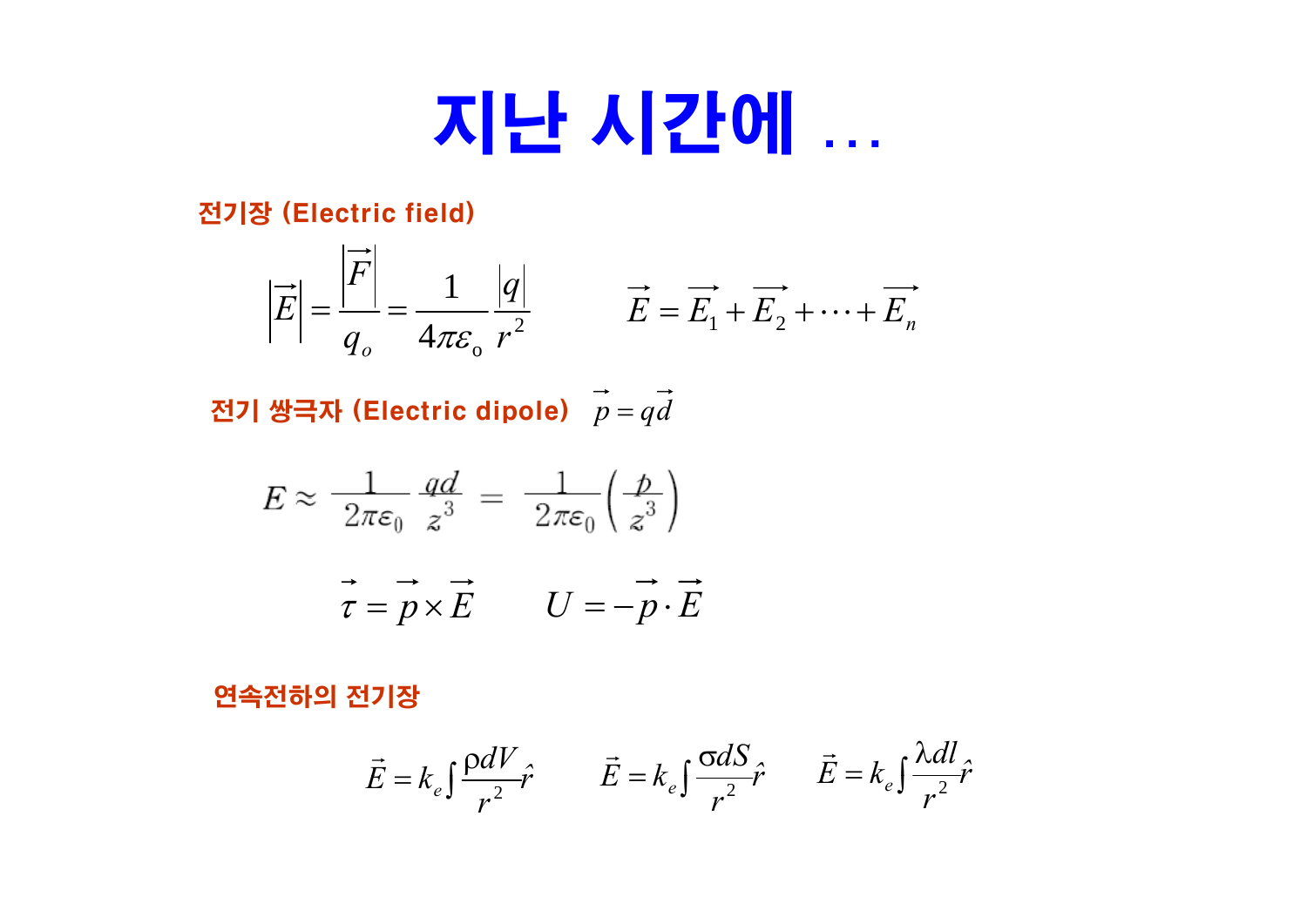# 지난 시간에 ...

**전기장 (Electric field)**

$$\left|\vec{E}\right| = \frac{\left|\vec{F}\right|}{q_o} = \frac{1}{4\pi\varepsilon_o}\frac{|q|}{r^2} \qquad \vec{E} = \vec{E_1} + \vec{E_2} + \cdots + \vec{E_n}$$

**전기 쌍극자 (Electric dipole)** $\vec{p} = q\vec{d}$

$$E \approx \frac{1}{2\pi\varepsilon_0}\frac{qd}{z^3} = \frac{1}{2\pi\varepsilon_0}\left(\frac{p}{z^3}\right)$$

$$\vec{\tau} = \vec{p} \times \vec{E} \qquad U = -\vec{p} \cdot \vec{E}$$

**연속전하의 전기장**

$$\vec{E} = k_e \int \frac{\rho dV}{r^2}\hat{r} \qquad \vec{E} = k_e \int \frac{\sigma dS}{r^2}\hat{r} \qquad \vec{E} = k_e \int \frac{\lambda dl}{r^2}\hat{r}$$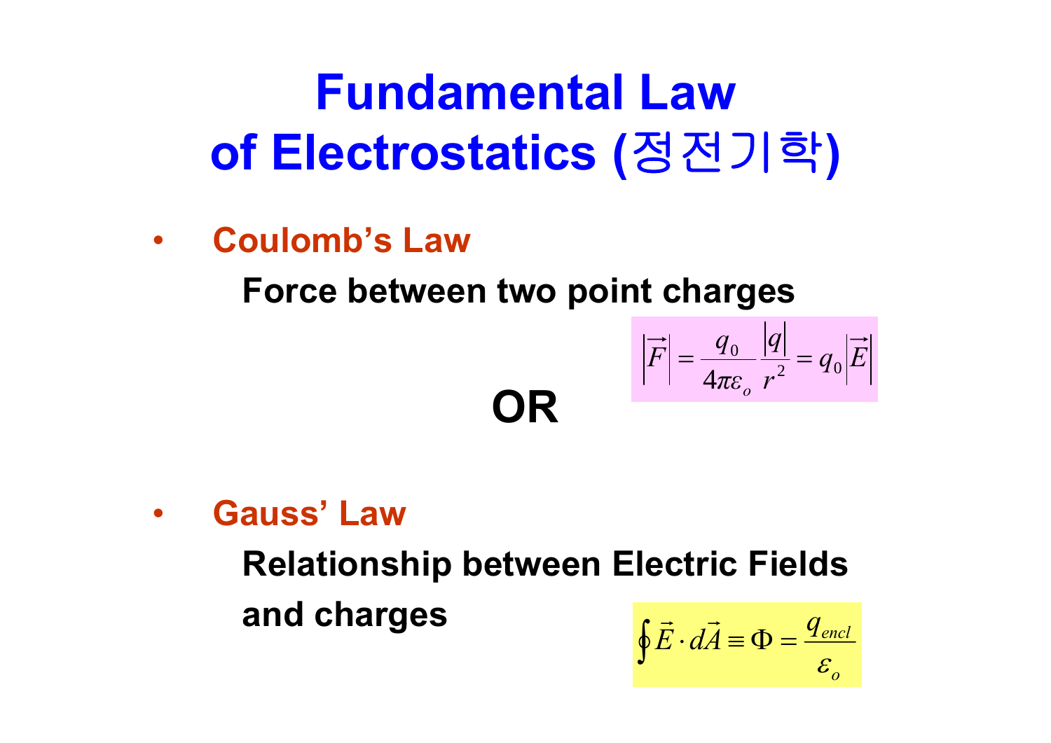# Fundamental Law of Electrostatics (정전기학)

- **Coulomb's Law**

  **Force between two point charges**

$$\left|\vec{F}\right| = \frac{q_0}{4\pi\varepsilon_o}\frac{|q|}{r^2} = q_0\left|\vec{E}\right|$$

**OR**

- **Gauss' Law**

  **Relationship between Electric Fields and charges**

$$\oint \vec{E}\cdot d\vec{A} \equiv \Phi = \frac{q_{encl}}{\varepsilon_o}$$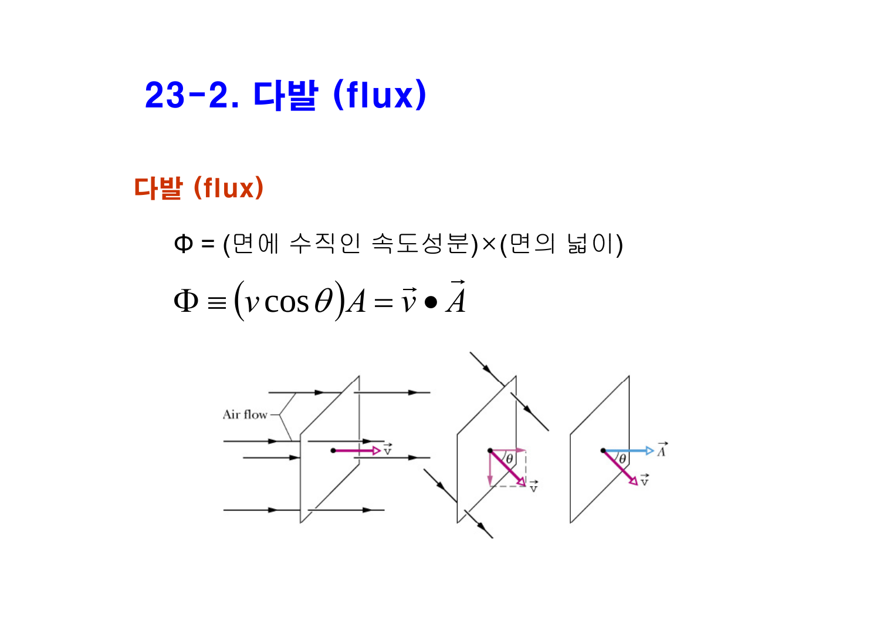# 23-2. 다발 (flux)

## 다발 (flux)

Φ = (면에 수직인 속도성분)×(면의 넓이)

$$\Phi \equiv (v\cos\theta)A = \vec{v} \bullet \vec{A}$$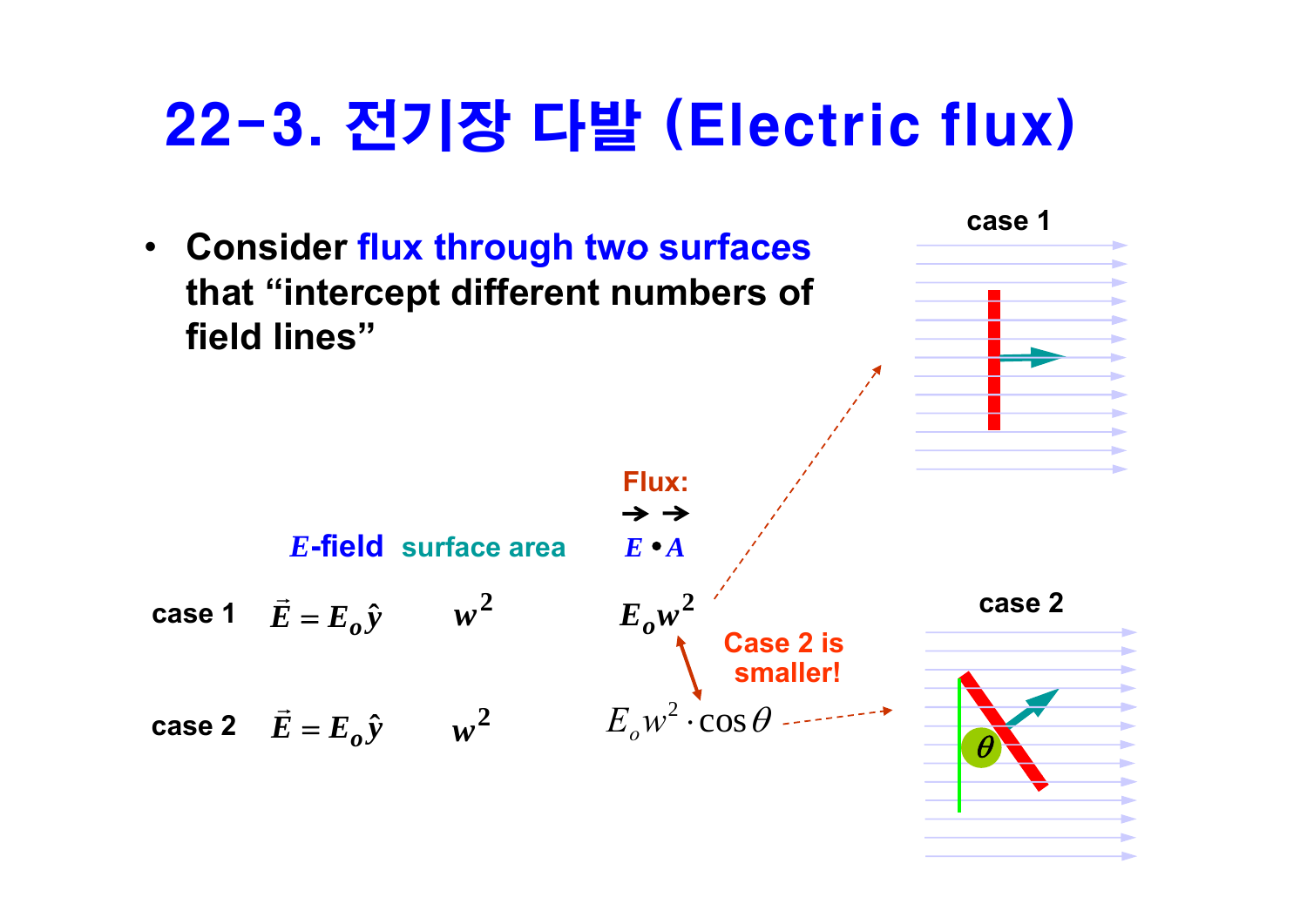# 22-3. 전기장 다발 (Electric flux)

- Consider **flux through two surfaces** that "intercept different numbers of field lines"

| | *E*-field | surface area | Flux: $\vec{E} \bullet \vec{A}$ |
|---|---|---|---|
| case 1 | $\vec{E} = E_o\hat{y}$ | $w^2$ | $E_o w^2$ |
| case 2 | $\vec{E} = E_o\hat{y}$ | $w^2$ | $E_o w^2 \cdot \cos\theta$ |

Case 2 is smaller!

case 1

case 2

$\theta$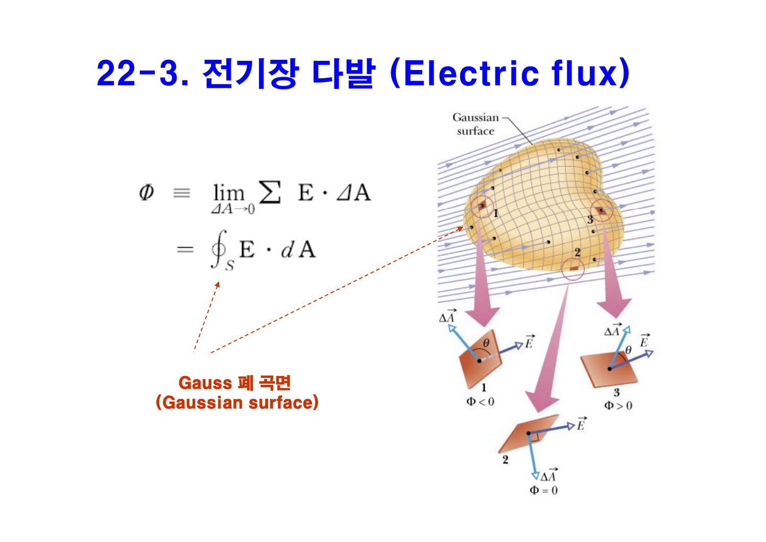# 22-3. 전기장 다발 (Electric flux)

$$\Phi \equiv \lim_{\Delta A \to 0} \sum \mathbf{E} \cdot \Delta \mathbf{A}$$

$$= \oint_S \mathbf{E} \cdot d\mathbf{A}$$

**Gauss 폐 곡면 (Gaussian surface)**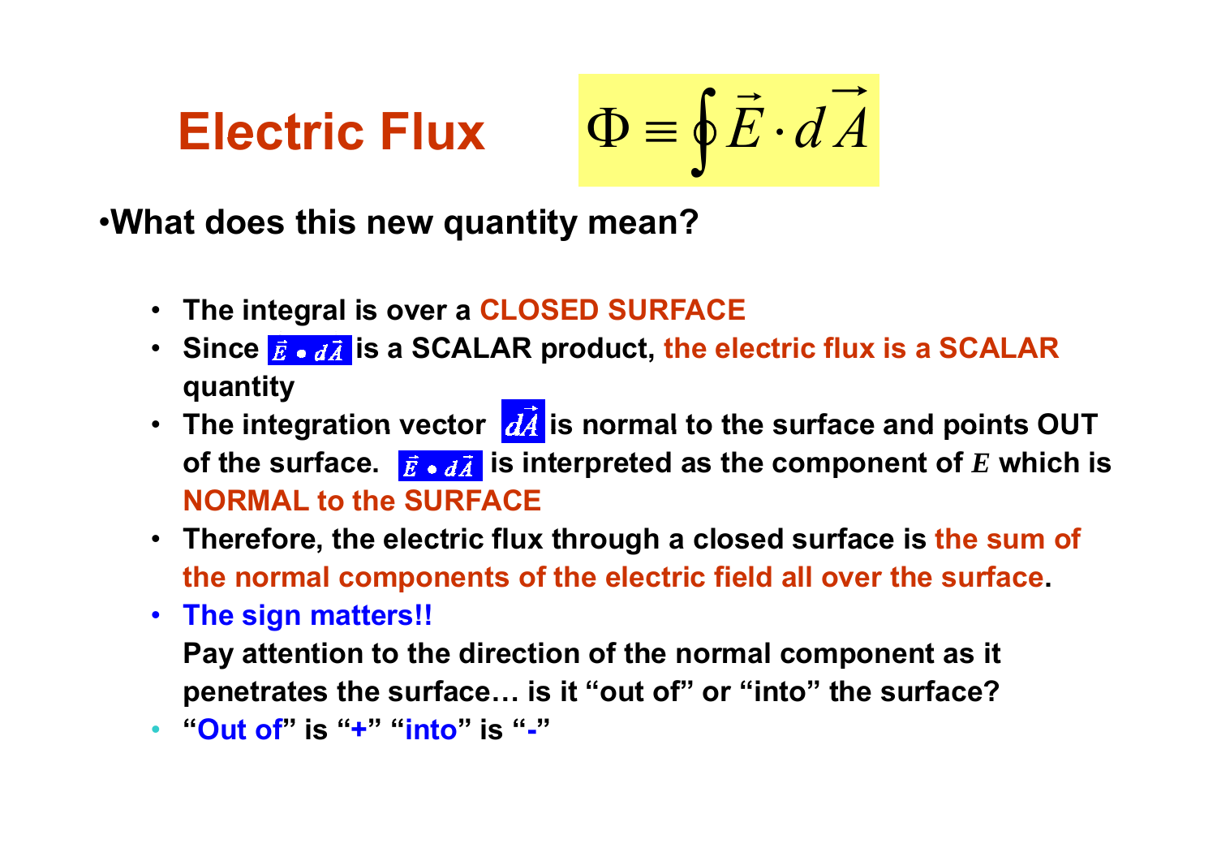# Electric Flux

$$\Phi \equiv \oint \vec{E} \cdot d\vec{A}$$

- **What does this new quantity mean?**

  - **The integral is over a CLOSED SURFACE**
  - **Since $\vec{E} \bullet d\vec{A}$ is a SCALAR product, the electric flux is a SCALAR quantity**
  - **The integration vector $d\vec{A}$ is normal to the surface and points OUT of the surface. $\vec{E} \bullet d\vec{A}$ is interpreted as the component of $E$ which is NORMAL to the SURFACE**
  - **Therefore, the electric flux through a closed surface is the sum of the normal components of the electric field all over the surface.**
  - **The sign matters!!**
    **Pay attention to the direction of the normal component as it penetrates the surface… is it "out of" or "into" the surface?**
  - **"Out of" is "+" "into" is "-"**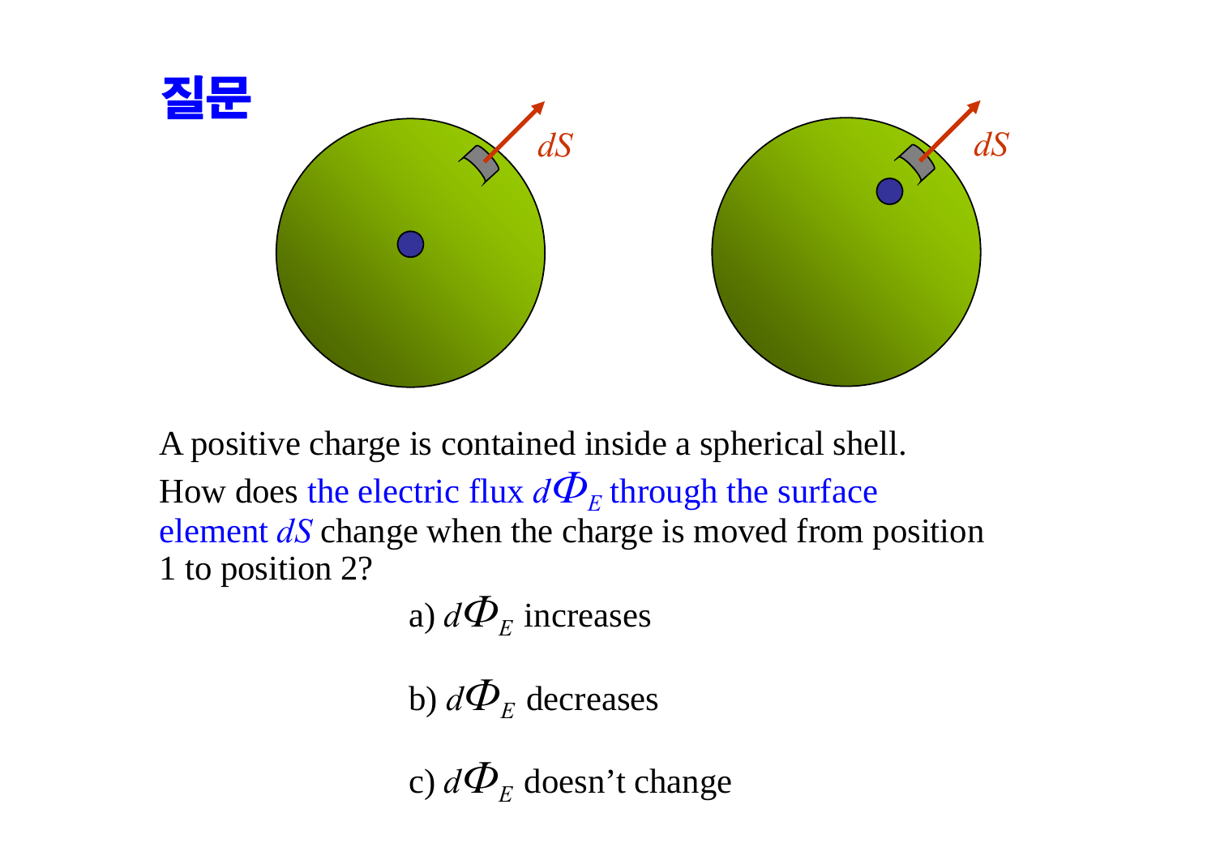# 질문

A positive charge is contained inside a spherical shell. How does the electric flux $d\Phi_E$ through the surface element $dS$ change when the charge is moved from position 1 to position 2?

a) $d\Phi_E$ increases

b) $d\Phi_E$ decreases

c) $d\Phi_E$ doesn't change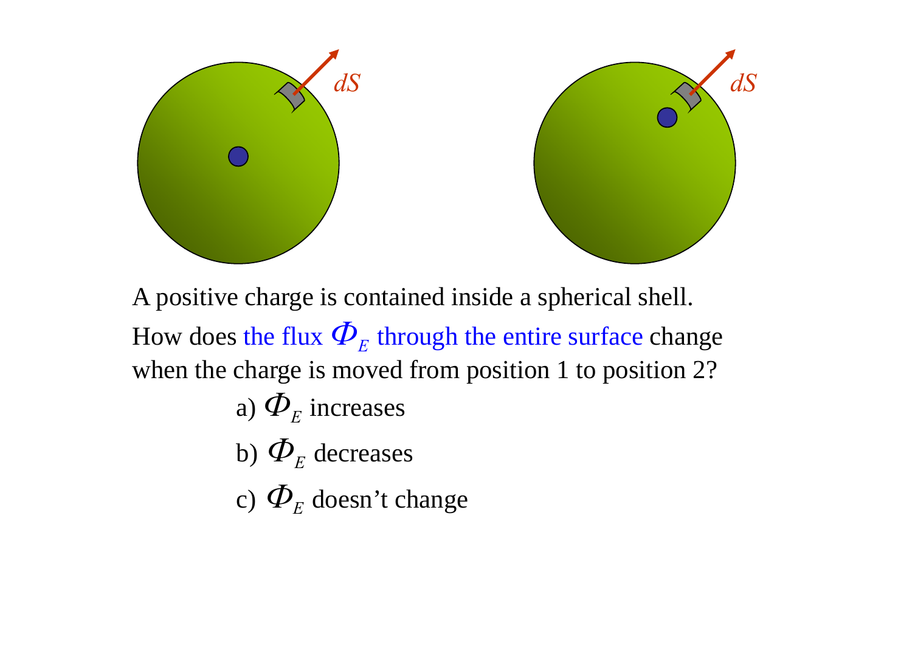dS

dS

A positive charge is contained inside a spherical shell. How does the flux $\Phi_E$ through the entire surface change when the charge is moved from position 1 to position 2?

a) $\Phi_E$ increases

b) $\Phi_E$ decreases

c) $\Phi_E$ doesn't change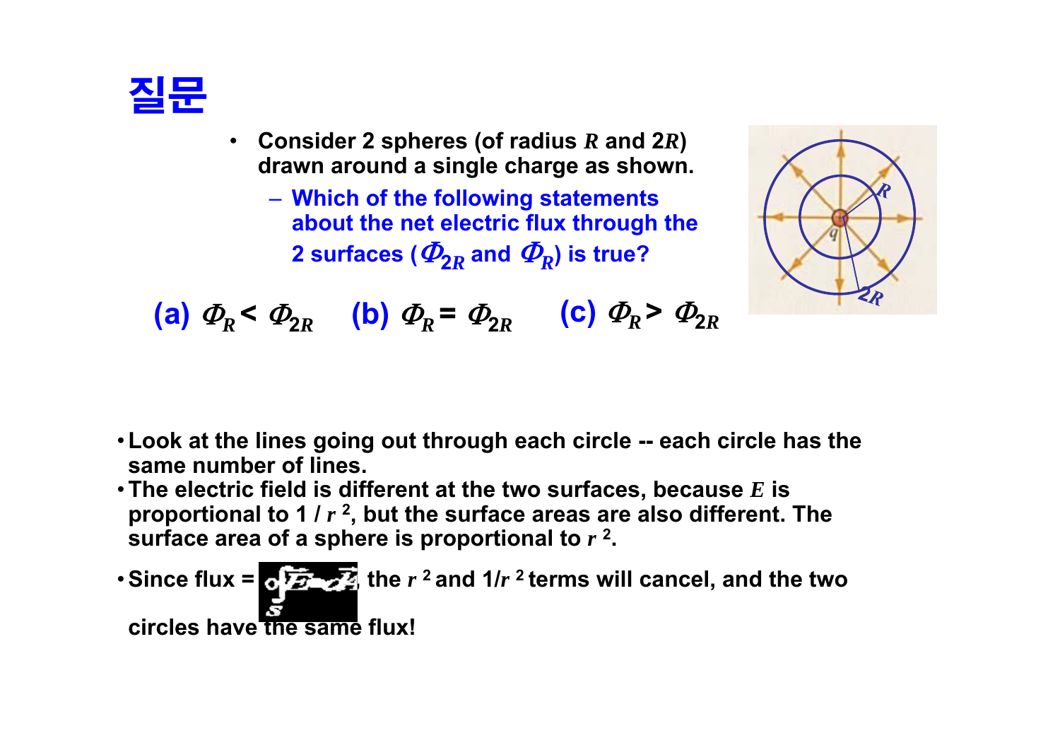# 질문

- Consider 2 spheres (of radius $R$ and $2R$) drawn around a single charge as shown.
  - Which of the following statements about the net electric flux through the 2 surfaces ($\Phi_{2R}$ and $\Phi_R$) is true?

(a) $\Phi_R < \Phi_{2R}$ (b) $\Phi_R = \Phi_{2R}$ (c) $\Phi_R > \Phi_{2R}$

- Look at the lines going out through each circle -- each circle has the same number of lines.
- The electric field is different at the two surfaces, because $E$ is proportional to $1 / r^2$, but the surface areas are also different. The surface area of a sphere is proportional to $r^2$.
- Since flux = $\oint_S \vec{E} \cdot d\vec{A}$, the $r^2$ and $1/r^2$ terms will cancel, and the two circles have the same flux!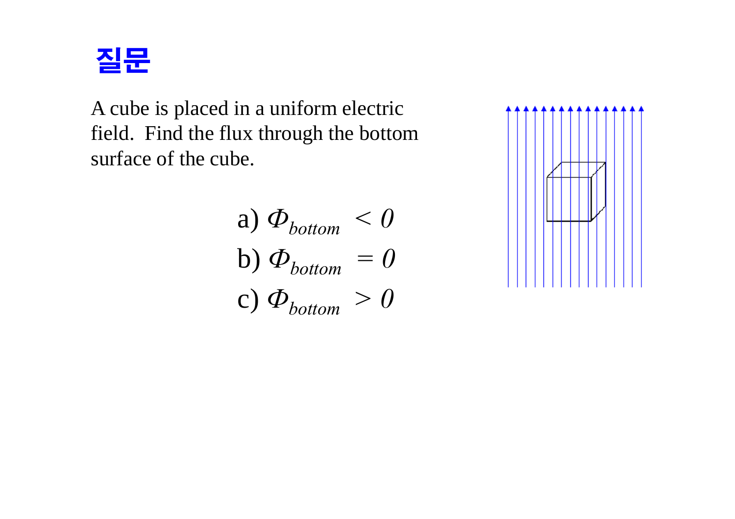# 질문

A cube is placed in a uniform electric field. Find the flux through the bottom surface of the cube.

a) $\Phi_{bottom} < 0$

b) $\Phi_{bottom} = 0$

c) $\Phi_{bottom} > 0$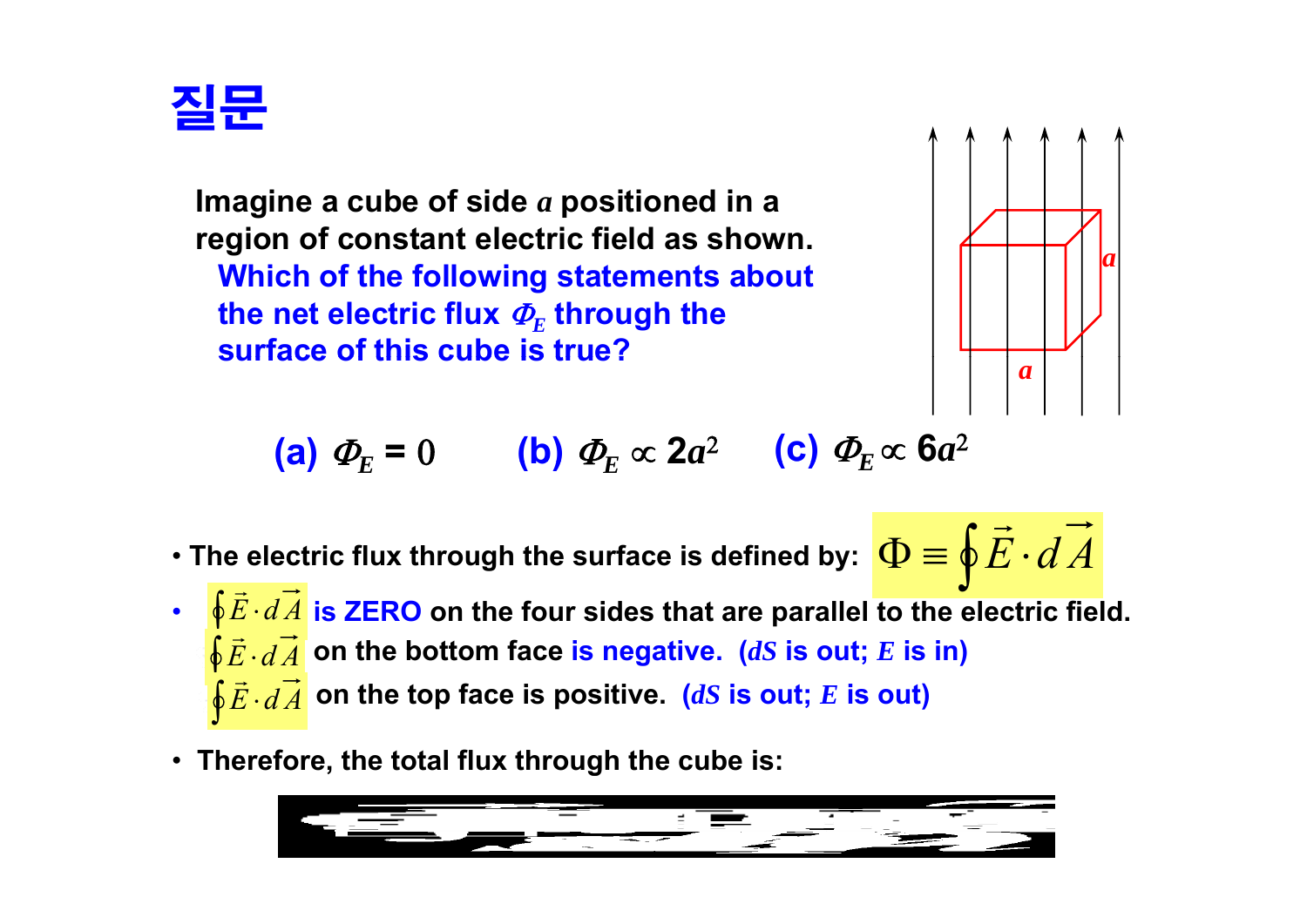# 질문

**Imagine a cube of side $a$ positioned in a region of constant electric field as shown.**
**Which of the following statements about the net electric flux $\Phi_E$ through the surface of this cube is true?**

**(a)** $\Phi_E = 0$ **(b)** $\Phi_E \propto 2a^2$ **(c)** $\Phi_E \propto 6a^2$

- **The electric flux through the surface is defined by:** $\Phi \equiv \oint \vec{E} \cdot d\vec{A}$
- $\oint \vec{E} \cdot d\vec{A}$ **is ZERO on the four sides that are parallel to the electric field.**
  $\oint \vec{E} \cdot d\vec{A}$ **on the bottom face is negative. ($dS$ is out; $E$ is in)**
  $\oint \vec{E} \cdot d\vec{A}$ **on the top face is positive. ($dS$ is out; $E$ is out)**
- **Therefore, the total flux through the cube is:**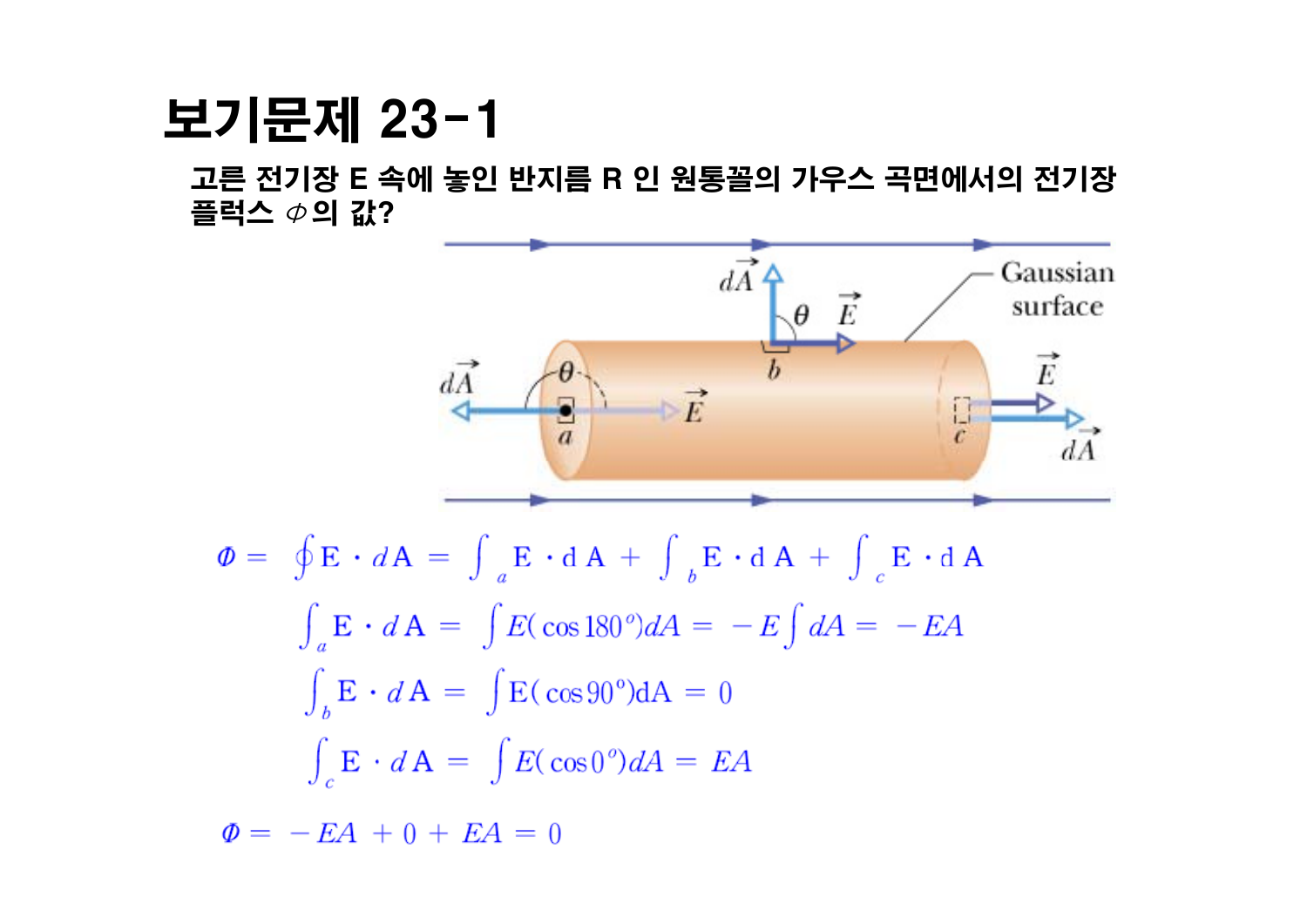# 보기문제 23-1

**고른 전기장 E 속에 놓인 반지름 R 인 원통꼴의 가우스 곡면에서의 전기장 플럭스 $\Phi$의 값?**

$$\Phi = \oint \mathbf{E} \cdot d\mathbf{A} = \int_a \mathbf{E} \cdot d\mathbf{A} + \int_b \mathbf{E} \cdot d\mathbf{A} + \int_c \mathbf{E} \cdot d\mathbf{A}$$

$$\int_a \mathbf{E} \cdot d\mathbf{A} = \int E(\cos 180^o)dA = -E\int dA = -EA$$

$$\int_b \mathbf{E} \cdot d\mathbf{A} = \int E(\cos 90^o)dA = 0$$

$$\int_c \mathbf{E} \cdot d\mathbf{A} = \int E(\cos 0^o)dA = EA$$

$$\Phi = -EA + 0 + EA = 0$$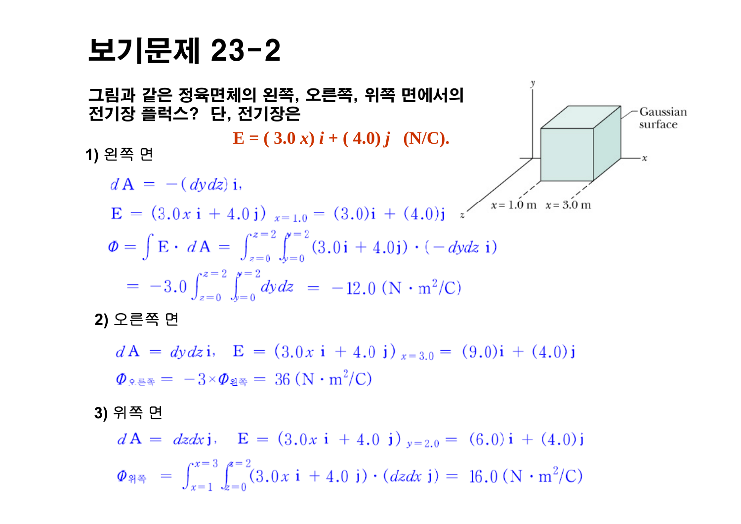# 보기문제 23-2

**그림과 같은 정육면체의 왼쪽, 오른쪽, 위쪽 면에서의 전기장 플럭스? 단, 전기장은**

$$\mathbf{E} = (3.0\,x)\,\mathbf{i} + (4.0)\,\mathbf{j} \quad (\text{N/C}).$$

Gaussian surface

$x = 1.0$ m  $x = 3.0$ m

**1)** 왼쪽 면

$$d\mathbf{A} = -(dydz)\,\mathbf{i},$$

$$\mathbf{E} = (3.0x\,\mathbf{i} + 4.0\,\mathbf{j})_{\,x=1.0} = (3.0)\mathbf{i} + (4.0)\mathbf{j}$$

$$\Phi = \int \mathbf{E}\cdot d\mathbf{A} = \int_{z=0}^{z=2}\int_{y=0}^{y=2} (3.0\mathbf{i} + 4.0\mathbf{j})\cdot(-dydz\ \mathbf{i})$$

$$= -3.0\int_{z=0}^{z=2}\int_{y=0}^{y=2} dydz = -12.0\ (\text{N}\cdot\text{m}^2/\text{C})$$

**2)** 오른쪽 면

$$d\mathbf{A} = dydz\,\mathbf{i}, \quad \mathbf{E} = (3.0x\ \mathbf{i} + 4.0\ \mathbf{j})_{\,x=3.0} = (9.0)\mathbf{i} + (4.0)\mathbf{j}$$

$$\Phi_{\text{오른쪽}} = -3\times\Phi_{\text{왼쪽}} = 36\ (\text{N}\cdot\text{m}^2/\text{C})$$

**3)** 위쪽 면

$$d\mathbf{A} = dzdx\,\mathbf{j}, \quad \mathbf{E} = (3.0x\ \mathbf{i} + 4.0\ \mathbf{j})_{\,y=2.0} = (6.0)\mathbf{i} + (4.0)\mathbf{j}$$

$$\Phi_{\text{위쪽}} = \int_{x=1}^{x=3}\int_{z=0}^{z=2}(3.0x\ \mathbf{i} + 4.0\ \mathbf{j})\cdot(dzdx\ \mathbf{j}) = 16.0\ (\text{N}\cdot\text{m}^2/\text{C})$$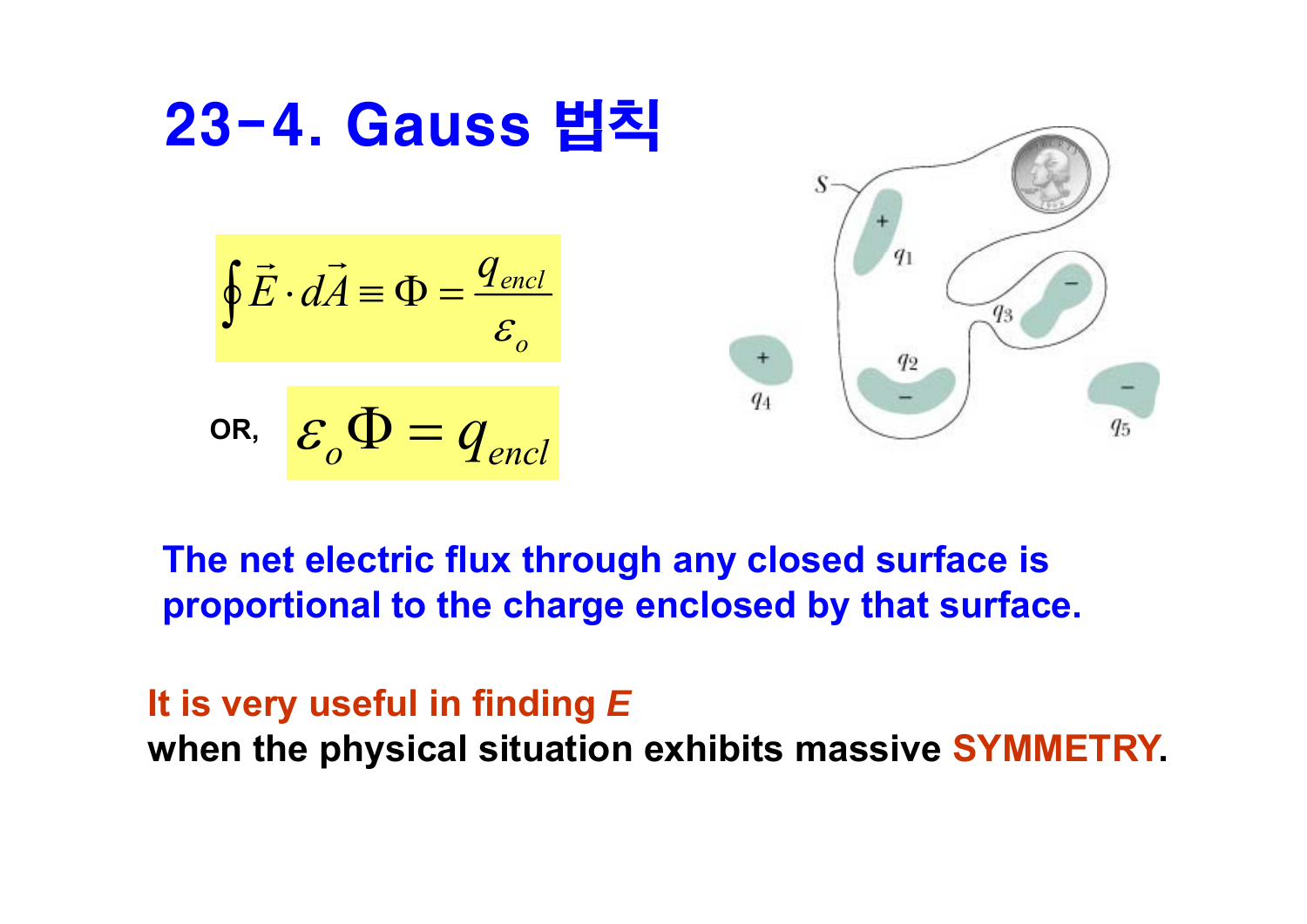# 23-4. Gauss 법칙

$$\oint \vec{E} \cdot d\vec{A} \equiv \Phi = \frac{q_{encl}}{\varepsilon_o}$$

OR, $$\varepsilon_o \Phi = q_{encl}$$

**The net electric flux through any closed surface is proportional to the charge enclosed by that surface.**

**It is very useful in finding *E***
**when the physical situation exhibits massive SYMMETRY.**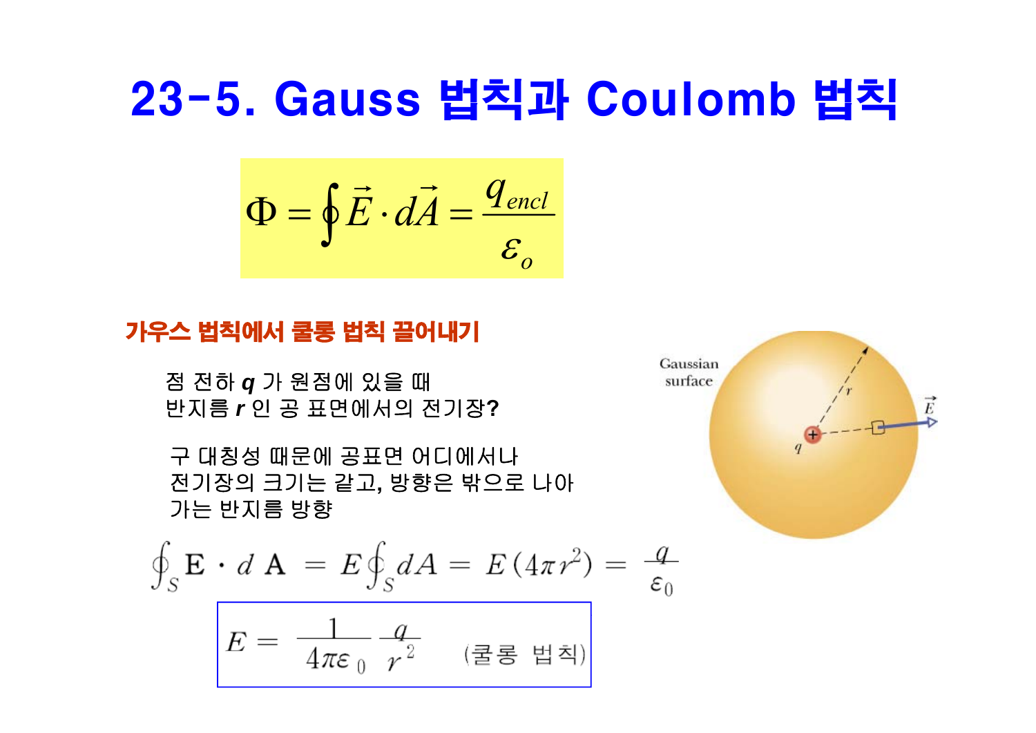# 23-5. Gauss 법칙과 Coulomb 법칙

$$\Phi = \oint \vec{E} \cdot d\vec{A} = \frac{q_{encl}}{\varepsilon_o}$$

### 가우스 법칙에서 쿨롱 법칙 끌어내기

점 전하 ***q*** 가 원점에 있을 때
반지름 ***r*** 인 공 표면에서의 전기장?

구 대칭성 때문에 공표면 어디에서나
전기장의 크기는 같고, 방향은 밖으로 나아
가는 반지름 방향

$$\oint_S \mathbf{E} \cdot d\,\mathbf{A} = E\oint_S dA = E(4\pi r^2) = \frac{q}{\varepsilon_0}$$

$$E = \frac{1}{4\pi\varepsilon_0}\frac{q}{r^2} \quad \text{(쿨롱 법칙)}$$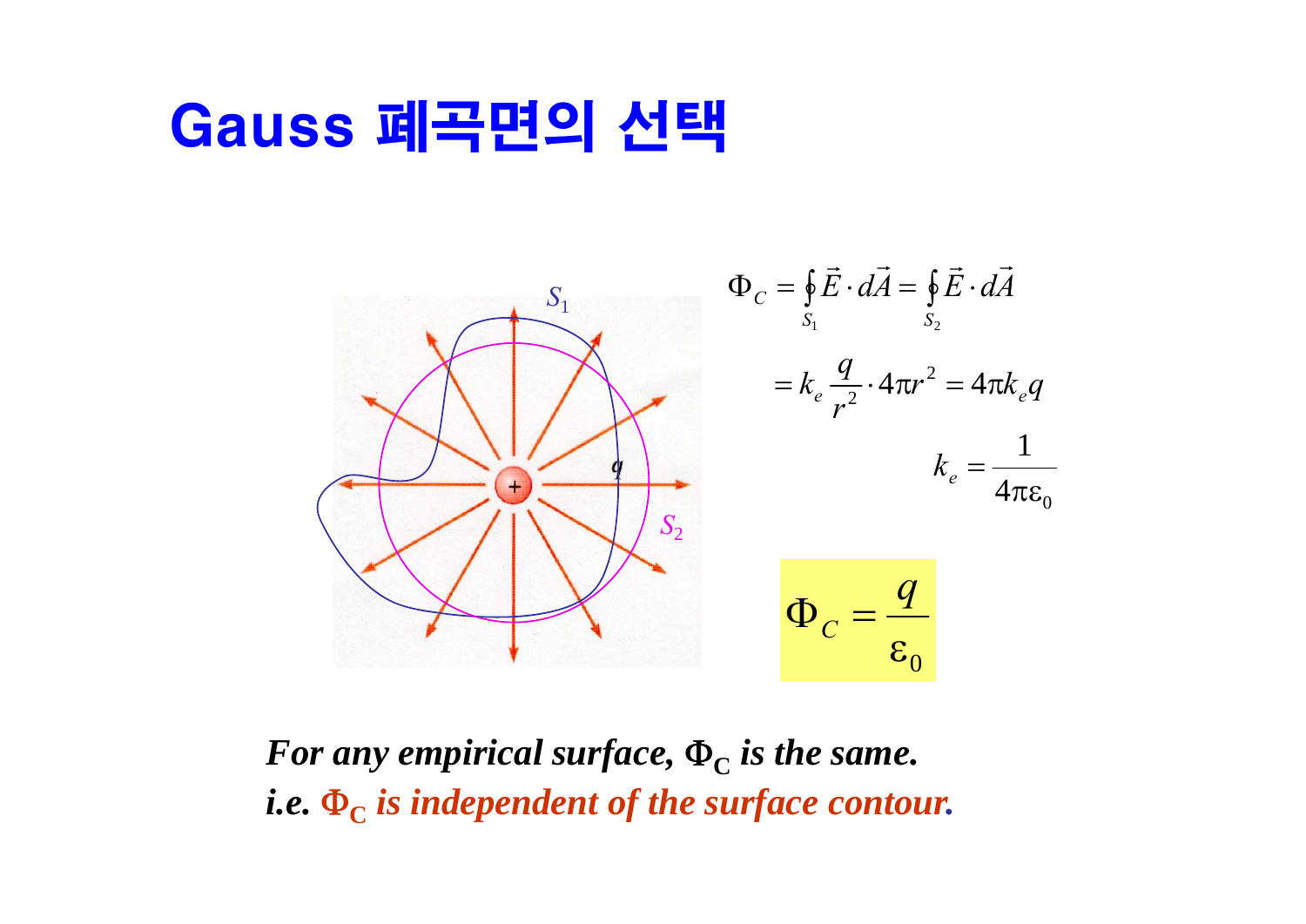# Gauss 폐곡면의 선택

$$\Phi_C = \oint_{S_1} \vec{E} \cdot d\vec{A} = \oint_{S_2} \vec{E} \cdot d\vec{A}$$

$$= k_e \frac{q}{r^2} \cdot 4\pi r^2 = 4\pi k_e q$$

$$k_e = \frac{1}{4\pi\varepsilon_0}$$

$$\Phi_C = \frac{q}{\varepsilon_0}$$

***For any empirical surface, $\Phi_C$ is the same.***
***i.e. $\Phi_C$ is independent of the surface contour.***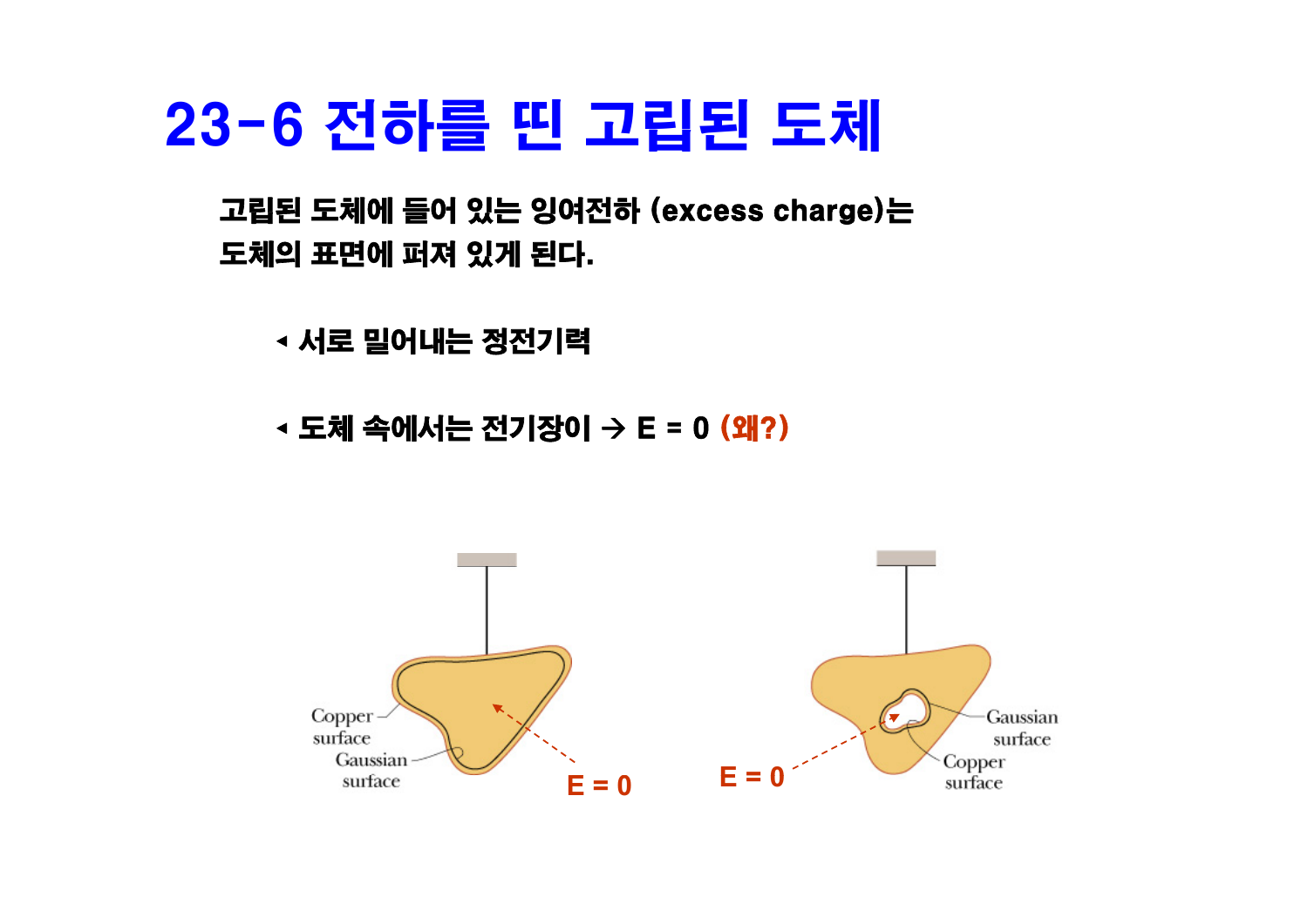# 23-6 전하를 띤 고립된 도체

**고립된 도체에 들어 있는 잉여전하 (excess charge)는 도체의 표면에 퍼져 있게 된다.**

- **서로 밀어내는 정전기력**
- **도체 속에서는 전기장이 → E = 0 (왜?)**

Copper surface

Gaussian surface

E = 0

E = 0

Gaussian surface

Copper surface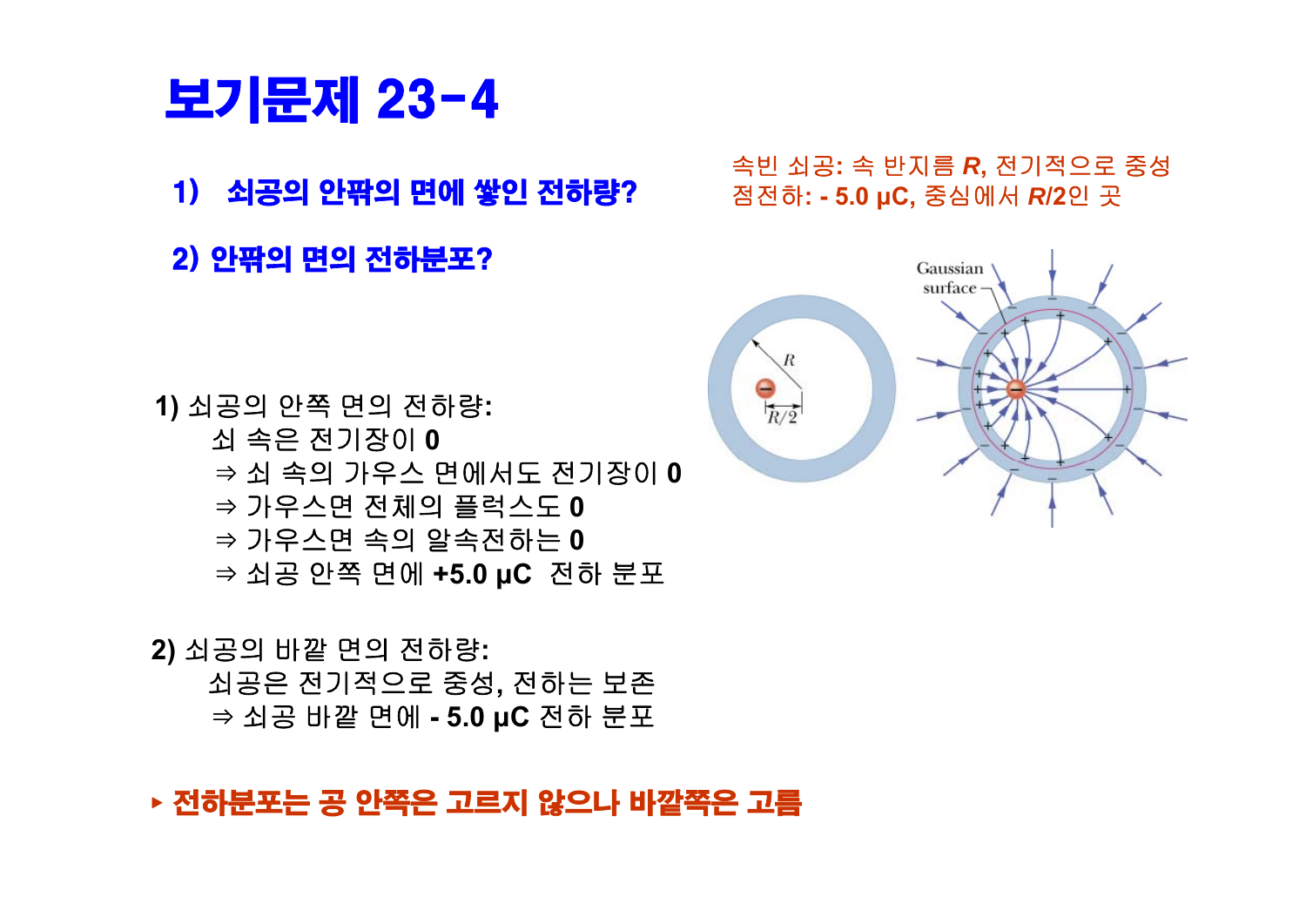# 보기문제 23-4

1) 쇠공의 안팎의 면에 쌓인 전하량?

2) 안팎의 면의 전하분포?

속빈 쇠공: 속 반지름 ***R***, 전기적으로 중성
점전하: **- 5.0 μC**, 중심에서 ***R*/2**인 곳

**1)** 쇠공의 안쪽 면의 전하량:

쇠 속은 전기장이 **0**
⇒ 쇠 속의 가우스 면에서도 전기장이 **0**
⇒ 가우스면 전체의 플럭스도 **0**
⇒ 가우스면 속의 알속전하는 **0**
⇒ 쇠공 안쪽 면에 **+5.0 μC** 전하 분포

**2)** 쇠공의 바깥 면의 전하량:

쇠공은 전기적으로 중성, 전하는 보존
⇒ 쇠공 바깥 면에 **- 5.0 μC** 전하 분포

▸ **전하분포는 공 안쪽은 고르지 않으나 바깥쪽은 고름**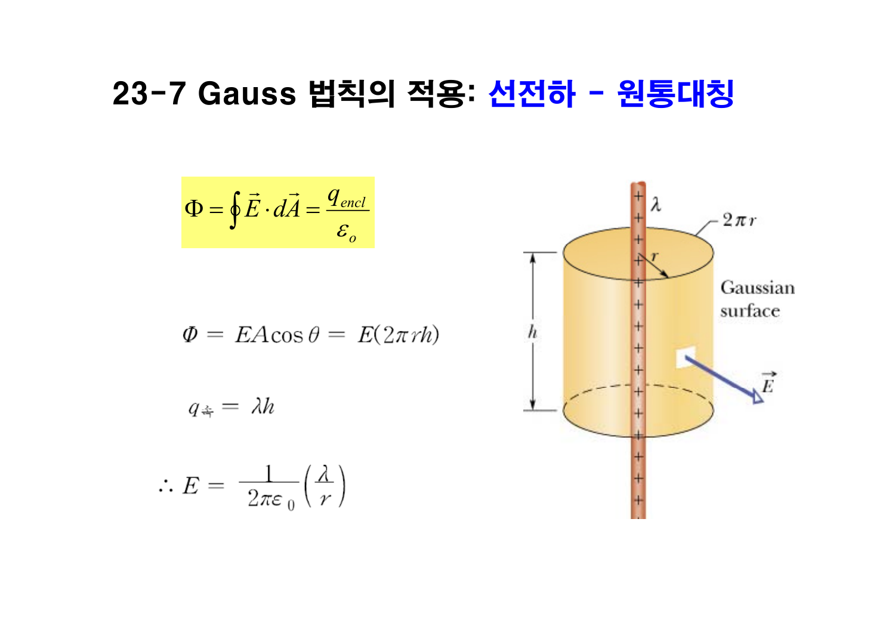# 23-7 Gauss 법칙의 적용: 선전하 - 원통대칭

$$\Phi = \oint \vec{E} \cdot d\vec{A} = \frac{q_{encl}}{\varepsilon_o}$$

$$\Phi = EA\cos\theta = E(2\pi rh)$$

$$q_{속} = \lambda h$$

$$\therefore E = \frac{1}{2\pi\varepsilon_0}\left(\frac{\lambda}{r}\right)$$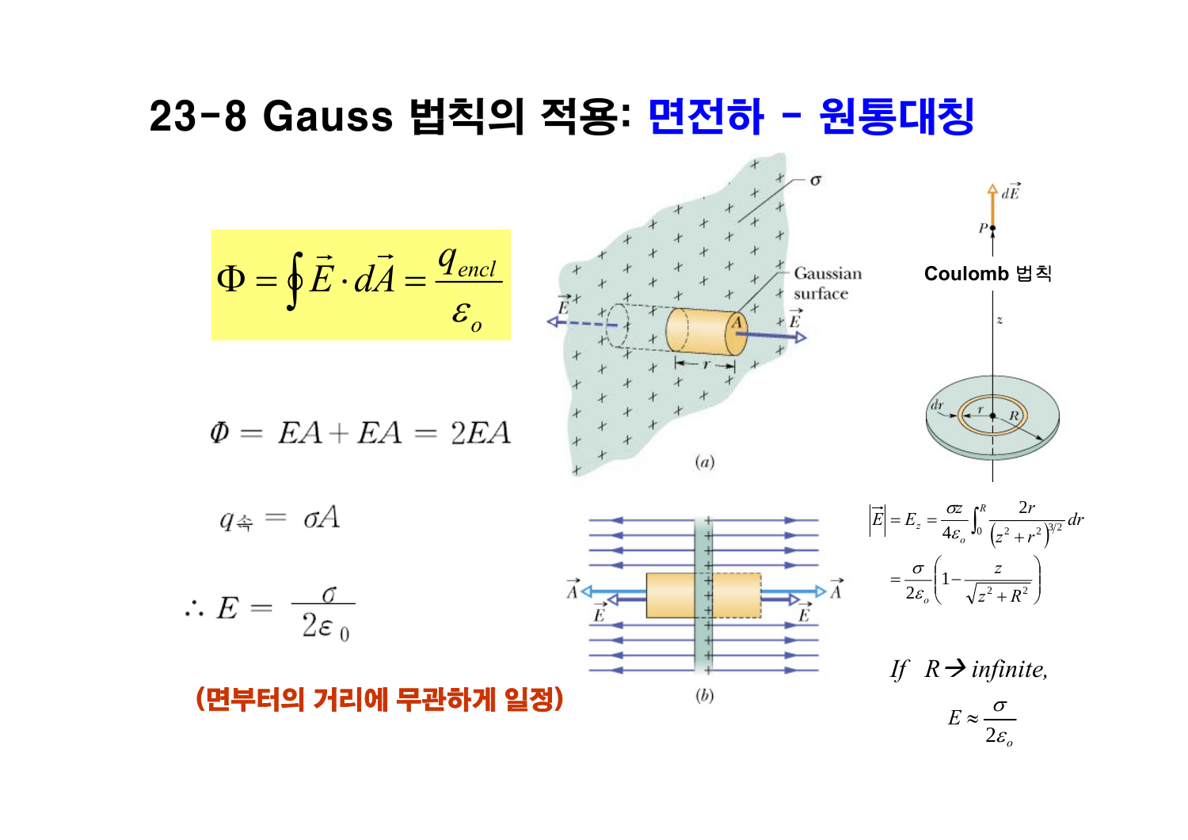# 23-8 Gauss 법칙의 적용: 면전하 - 원통대칭

$$\Phi = \oint \vec{E} \cdot d\vec{A} = \frac{q_{encl}}{\varepsilon_o}$$

$$\Phi = EA + EA = 2EA$$

$$q_{속} = \sigma A$$

$$\therefore E = \frac{\sigma}{2\varepsilon_0}$$

(면부터의 거리에 무관하게 일정)

σ

Gaussian surface

$\vec{E}$ A $\vec{E}$ r

(a)

$\vec{A}$ $\vec{E}$ $\vec{E}$ $\vec{A}$

(b)

Coulomb 법칙

$d\vec{E}$ P z dr r R

$$\left|\vec{E}\right| = E_z = \frac{\sigma z}{4\varepsilon_o}\int_0^R \frac{2r}{\left(z^2 + r^2\right)^{3/2}} dr$$

$$= \frac{\sigma}{2\varepsilon_o}\left(1 - \frac{z}{\sqrt{z^2 + R^2}}\right)$$

*If* $R \rightarrow$ *infinite,*

$$E \approx \frac{\sigma}{2\varepsilon_o}$$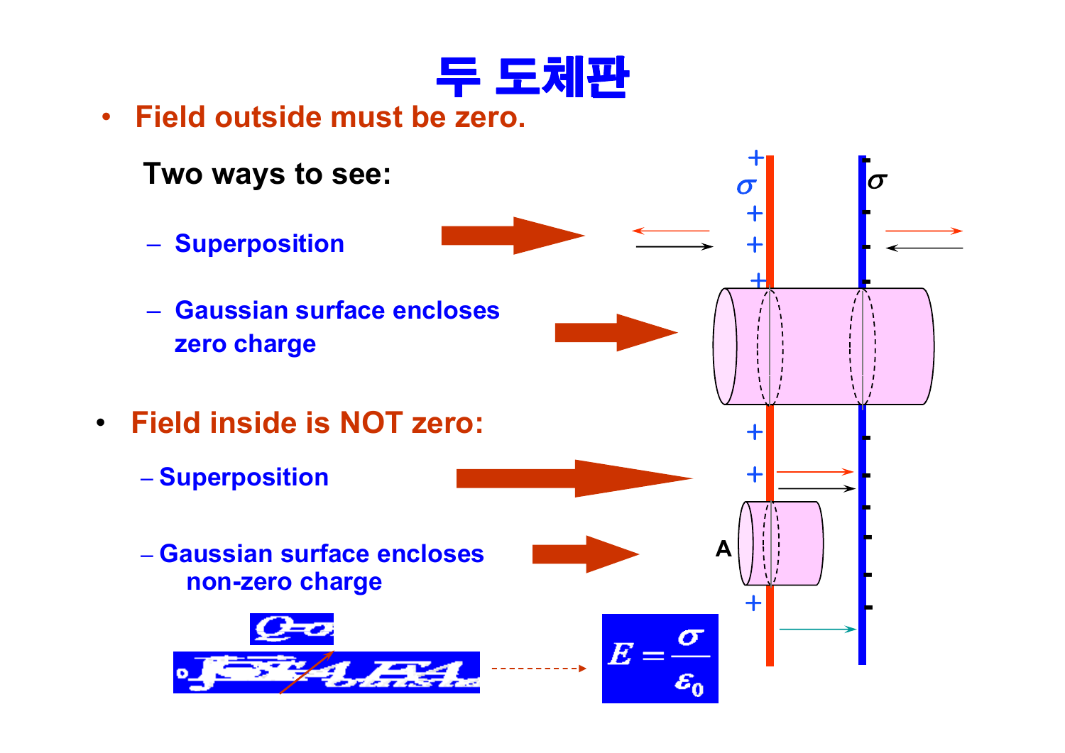# 두 도체판

- **Field outside must be zero.**

  **Two ways to see:**

  - **Superposition**
  - **Gaussian surface encloses zero charge**

- **Field inside is NOT zero:**

  - **Superposition**
  - **Gaussian surface encloses non-zero charge**

$$E = \frac{\sigma}{\varepsilon_0}$$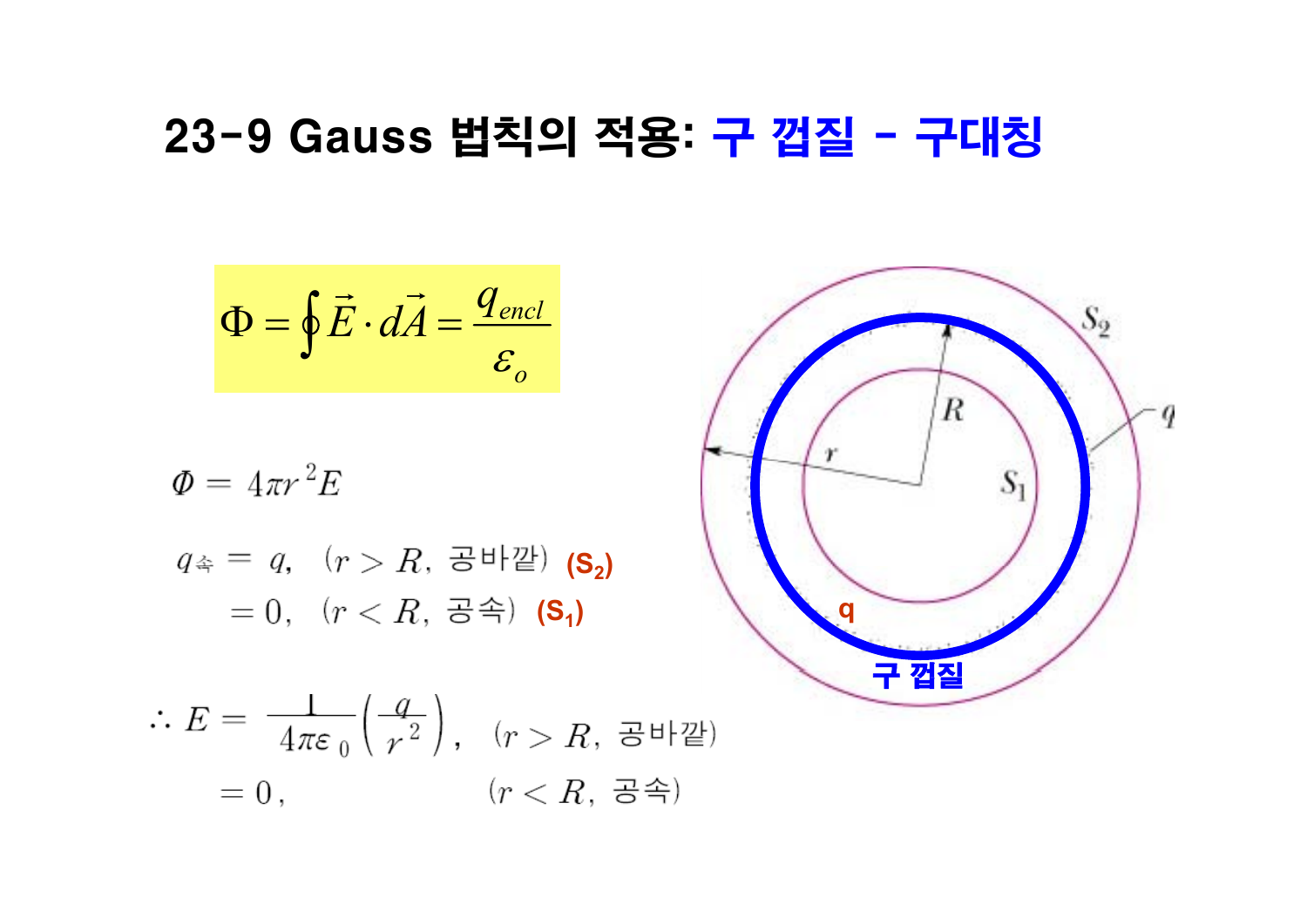# 23-9 Gauss 법칙의 적용: 구 껍질 - 구대칭

$$\Phi = \oint \vec{E} \cdot d\vec{A} = \frac{q_{encl}}{\varepsilon_o}$$

$$\Phi = 4\pi r^2 E$$

$$q_{속} = q, \quad (r > R, \text{ 공바깥}) \quad (S_2)$$

$$= 0, \quad (r < R, \text{ 공속}) \quad (S_1)$$

$$\therefore E = \frac{1}{4\pi\varepsilon_0}\left(\frac{q}{r^2}\right), \quad (r > R, \text{ 공바깥})$$

$$= 0, \quad (r < R, \text{ 공속})$$

$S_2$

$S_1$

$R$

$r$

$q$

구 껍질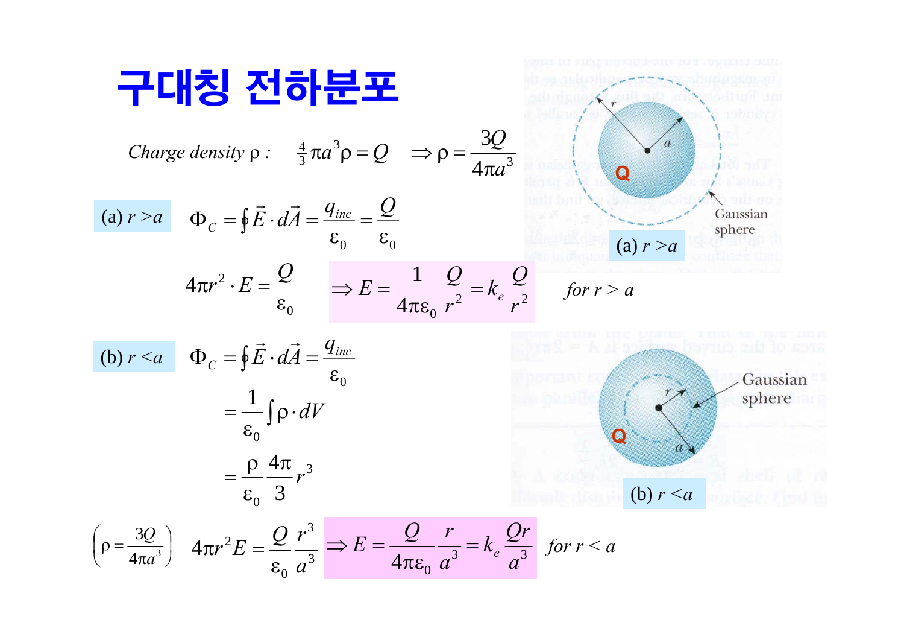# 구대칭 전하분포

*Charge density* $\rho$ : $\frac{4}{3}\pi a^3 \rho = Q \quad \Rightarrow \rho = \frac{3Q}{4\pi a^3}$

(a) $r > a$

$$\Phi_C = \oint \vec{E}\cdot d\vec{A} = \frac{q_{inc}}{\varepsilon_0} = \frac{Q}{\varepsilon_0}$$

$$4\pi r^2 \cdot E = \frac{Q}{\varepsilon_0} \qquad \Rightarrow E = \frac{1}{4\pi\varepsilon_0}\frac{Q}{r^2} = k_e \frac{Q}{r^2} \qquad \text{for } r > a$$

(b) $r < a$

$$\Phi_C = \oint \vec{E}\cdot d\vec{A} = \frac{q_{inc}}{\varepsilon_0}$$

$$= \frac{1}{\varepsilon_0}\int \rho \cdot dV$$

$$= \frac{\rho}{\varepsilon_0}\frac{4\pi}{3}r^3$$

$$\left(\rho = \frac{3Q}{4\pi a^3}\right) \quad 4\pi r^2 E = \frac{Q}{\varepsilon_0}\frac{r^3}{a^3} \Rightarrow E = \frac{Q}{4\pi\varepsilon_0}\frac{r}{a^3} = k_e \frac{Qr}{a^3} \qquad \text{for } r < a$$

(a) $r > a$

(b) $r < a$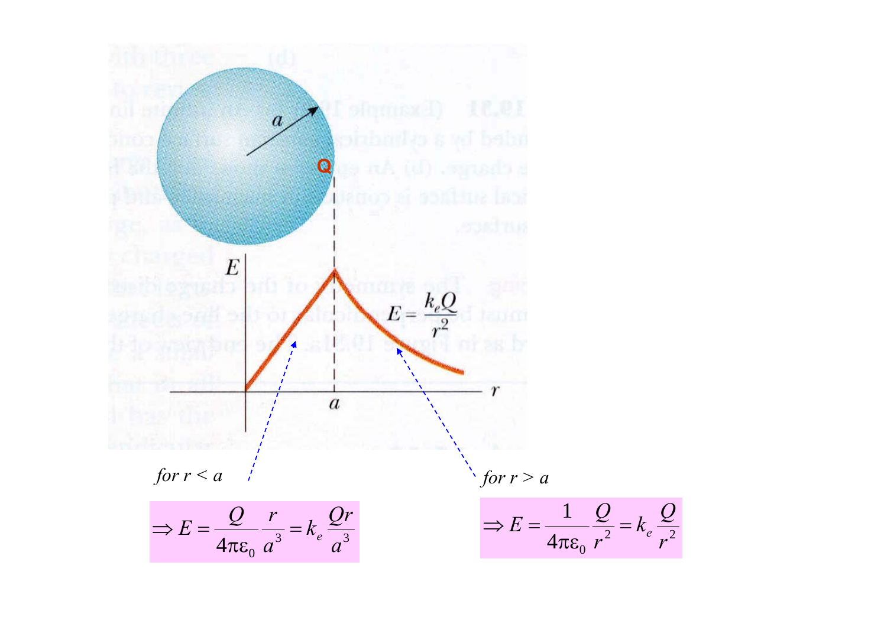for $r < a$

$$\Rightarrow E = \frac{Q}{4\pi\varepsilon_0}\frac{r}{a^3} = k_e \frac{Qr}{a^3}$$

for $r > a$

$$\Rightarrow E = \frac{1}{4\pi\varepsilon_0}\frac{Q}{r^2} = k_e \frac{Q}{r^2}$$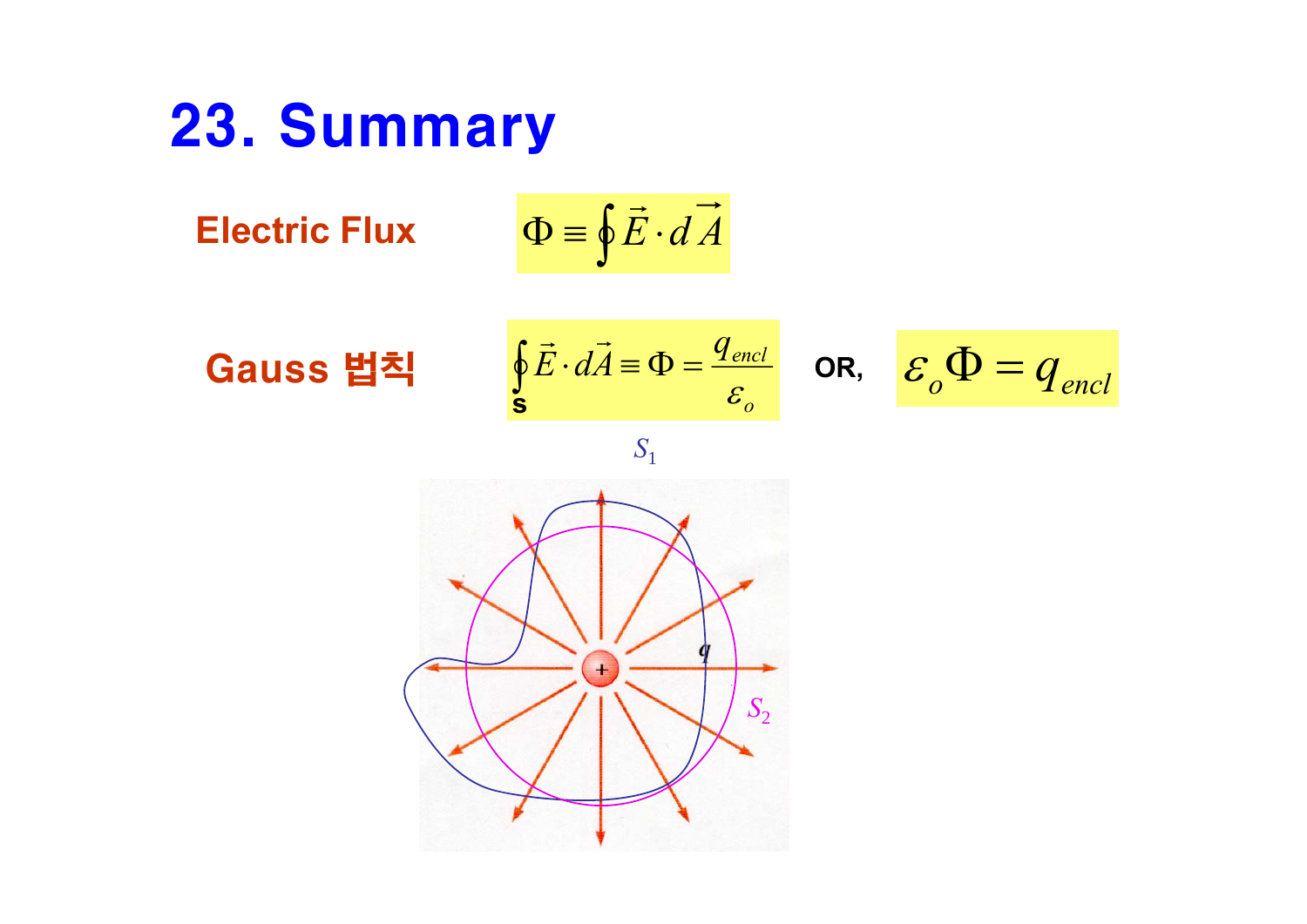# 23. Summary

**Electric Flux**

$$\Phi \equiv \oint \vec{E} \cdot d\vec{A}$$

**Gauss 법칙**

$$\oint_{s} \vec{E} \cdot d\vec{A} \equiv \Phi = \frac{q_{encl}}{\varepsilon_o}$$

OR,

$$\varepsilon_o \Phi = q_{encl}$$

$S_1$

$q$

$S_2$